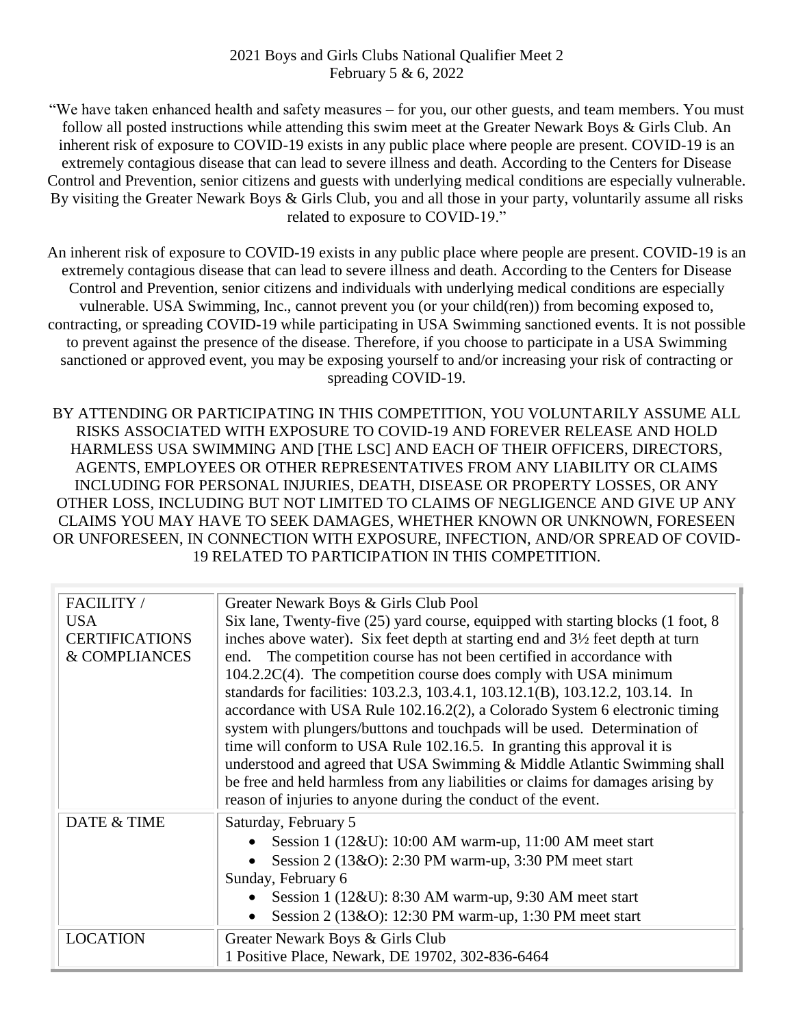# 2021 Boys and Girls Clubs National Qualifier Meet 2
## February 5 & 6, 2022

"We have taken enhanced health and safety measures – for you, our other guests, and team members. You must follow all posted instructions while attending this swim meet at the Greater Newark Boys & Girls Club. An inherent risk of exposure to COVID-19 exists in any public place where people are present. COVID-19 is an extremely contagious disease that can lead to severe illness and death. According to the Centers for Disease Control and Prevention, senior citizens and guests with underlying medical conditions are especially vulnerable. By visiting the Greater Newark Boys & Girls Club, you and all those in your party, voluntarily assume all risks related to exposure to COVID-19."

An inherent risk of exposure to COVID-19 exists in any public place where people are present. COVID-19 is an extremely contagious disease that can lead to severe illness and death. According to the Centers for Disease Control and Prevention, senior citizens and individuals with underlying medical conditions are especially vulnerable. USA Swimming, Inc., cannot prevent you (or your child(ren)) from becoming exposed to, contracting, or spreading COVID-19 while participating in USA Swimming sanctioned events. It is not possible to prevent against the presence of the disease. Therefore, if you choose to participate in a USA Swimming sanctioned or approved event, you may be exposing yourself to and/or increasing your risk of contracting or spreading COVID-19.

BY ATTENDING OR PARTICIPATING IN THIS COMPETITION, YOU VOLUNTARILY ASSUME ALL RISKS ASSOCIATED WITH EXPOSURE TO COVID-19 AND FOREVER RELEASE AND HOLD HARMLESS USA SWIMMING AND [THE LSC] AND EACH OF THEIR OFFICERS, DIRECTORS, AGENTS, EMPLOYEES OR OTHER REPRESENTATIVES FROM ANY LIABILITY OR CLAIMS INCLUDING FOR PERSONAL INJURIES, DEATH, DISEASE OR PROPERTY LOSSES, OR ANY OTHER LOSS, INCLUDING BUT NOT LIMITED TO CLAIMS OF NEGLIGENCE AND GIVE UP ANY CLAIMS YOU MAY HAVE TO SEEK DAMAGES, WHETHER KNOWN OR UNKNOWN, FORESEEN OR UNFORESEEN, IN CONNECTION WITH EXPOSURE, INFECTION, AND/OR SPREAD OF COVID-19 RELATED TO PARTICIPATION IN THIS COMPETITION.

| | |
|---|---|
| FACILITY / USA CERTIFICATIONS & COMPLIANCES | Greater Newark Boys & Girls Club Pool<br>Six lane, Twenty-five (25) yard course, equipped with starting blocks (1 foot, 8 inches above water). Six feet depth at starting end and 3½ feet depth at turn end. The competition course has not been certified in accordance with 104.2.2C(4). The competition course does comply with USA minimum standards for facilities: 103.2.3, 103.4.1, 103.12.1(B), 103.12.2, 103.14. In accordance with USA Rule 102.16.2(2), a Colorado System 6 electronic timing system with plungers/buttons and touchpads will be used. Determination of time will conform to USA Rule 102.16.5. In granting this approval it is understood and agreed that USA Swimming & Middle Atlantic Swimming shall be free and held harmless from any liabilities or claims for damages arising by reason of injuries to anyone during the conduct of the event. |
| DATE & TIME | Saturday, February 5<br>• Session 1 (12&U): 10:00 AM warm-up, 11:00 AM meet start<br>• Session 2 (13&O): 2:30 PM warm-up, 3:30 PM meet start<br>Sunday, February 6<br>• Session 1 (12&U): 8:30 AM warm-up, 9:30 AM meet start<br>• Session 2 (13&O): 12:30 PM warm-up, 1:30 PM meet start |
| LOCATION | Greater Newark Boys & Girls Club<br>1 Positive Place, Newark, DE 19702, 302-836-6464 |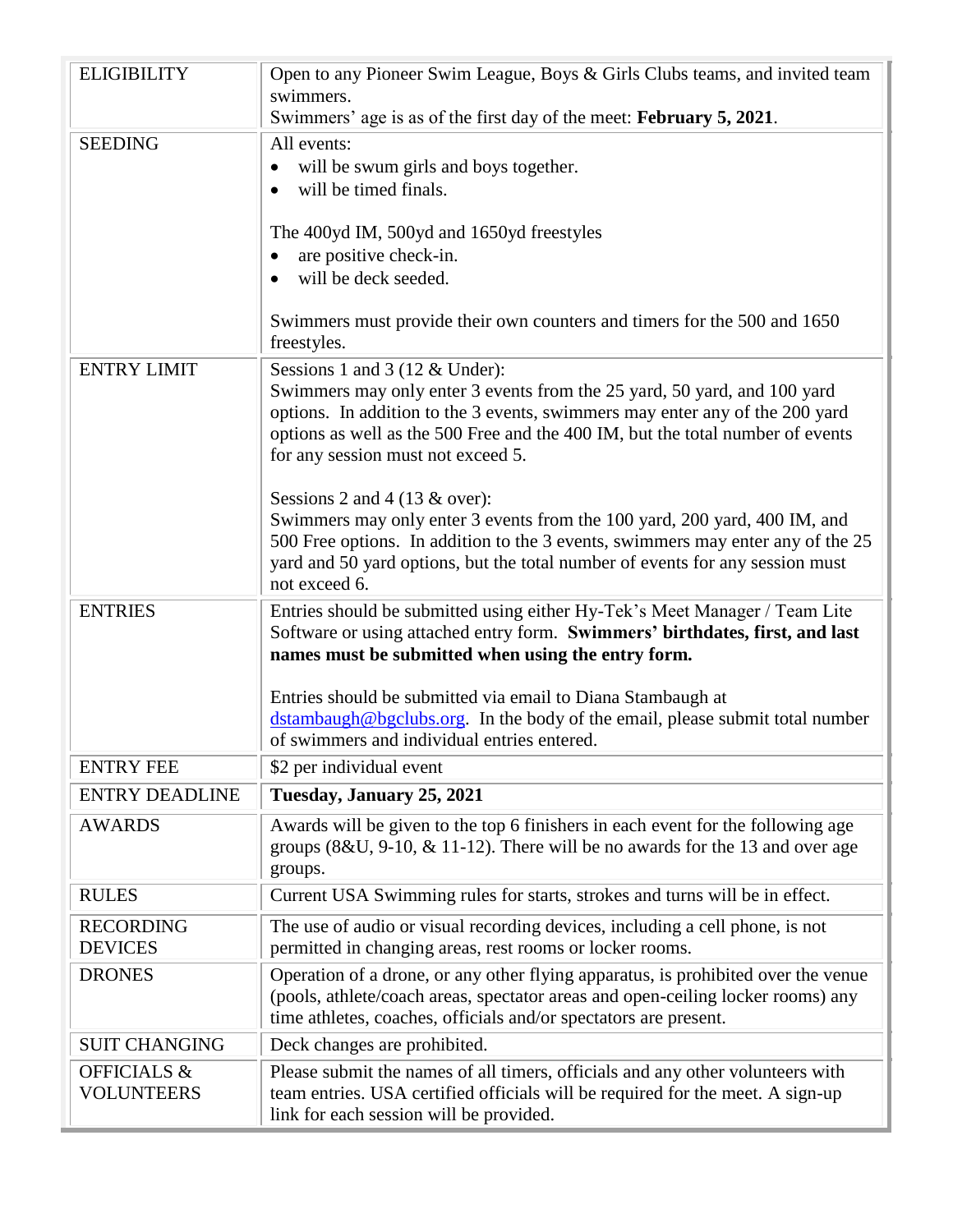| | |
|---|---|
| ELIGIBILITY | Open to any Pioneer Swim League, Boys & Girls Clubs teams, and invited team swimmers.<br>Swimmers' age is as of the first day of the meet: **February 5, 2021**. |
| SEEDING | All events:<br>• will be swum girls and boys together.<br>• will be timed finals.<br><br>The 400yd IM, 500yd and 1650yd freestyles<br>• are positive check-in.<br>• will be deck seeded.<br><br>Swimmers must provide their own counters and timers for the 500 and 1650 freestyles. |
| ENTRY LIMIT | Sessions 1 and 3 (12 & Under):<br>Swimmers may only enter 3 events from the 25 yard, 50 yard, and 100 yard options. In addition to the 3 events, swimmers may enter any of the 200 yard options as well as the 500 Free and the 400 IM, but the total number of events for any session must not exceed 5.<br><br>Sessions 2 and 4 (13 & over):<br>Swimmers may only enter 3 events from the 100 yard, 200 yard, 400 IM, and 500 Free options. In addition to the 3 events, swimmers may enter any of the 25 yard and 50 yard options, but the total number of events for any session must not exceed 6. |
| ENTRIES | Entries should be submitted using either Hy-Tek's Meet Manager / Team Lite Software or using attached entry form. **Swimmers' birthdates, first, and last names must be submitted when using the entry form.**<br><br>Entries should be submitted via email to Diana Stambaugh at dstambaugh@bgclubs.org. In the body of the email, please submit total number of swimmers and individual entries entered. |
| ENTRY FEE | $2 per individual event |
| ENTRY DEADLINE | **Tuesday, January 25, 2021** |
| AWARDS | Awards will be given to the top 6 finishers in each event for the following age groups (8&U, 9-10, & 11-12). There will be no awards for the 13 and over age groups. |
| RULES | Current USA Swimming rules for starts, strokes and turns will be in effect. |
| RECORDING DEVICES | The use of audio or visual recording devices, including a cell phone, is not permitted in changing areas, rest rooms or locker rooms. |
| DRONES | Operation of a drone, or any other flying apparatus, is prohibited over the venue (pools, athlete/coach areas, spectator areas and open-ceiling locker rooms) any time athletes, coaches, officials and/or spectators are present. |
| SUIT CHANGING | Deck changes are prohibited. |
| OFFICIALS & VOLUNTEERS | Please submit the names of all timers, officials and any other volunteers with team entries. USA certified officials will be required for the meet. A sign-up link for each session will be provided. |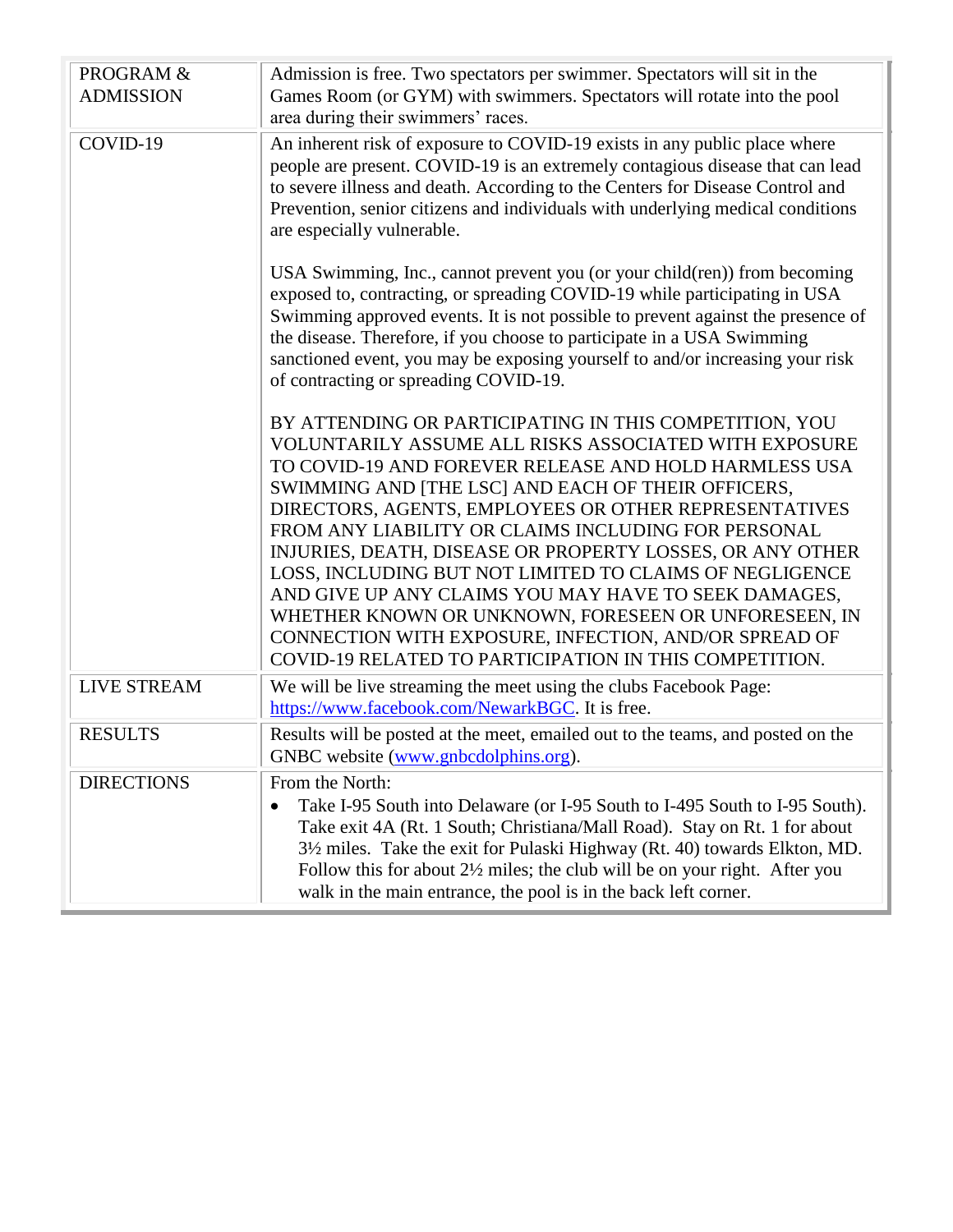| | |
|---|---|
| PROGRAM & ADMISSION | Admission is free. Two spectators per swimmer. Spectators will sit in the Games Room (or GYM) with swimmers. Spectators will rotate into the pool area during their swimmers' races. |
| COVID-19 | An inherent risk of exposure to COVID-19 exists in any public place where people are present. COVID-19 is an extremely contagious disease that can lead to severe illness and death. According to the Centers for Disease Control and Prevention, senior citizens and individuals with underlying medical conditions are especially vulnerable.<br><br>USA Swimming, Inc., cannot prevent you (or your child(ren)) from becoming exposed to, contracting, or spreading COVID-19 while participating in USA Swimming approved events. It is not possible to prevent against the presence of the disease. Therefore, if you choose to participate in a USA Swimming sanctioned event, you may be exposing yourself to and/or increasing your risk of contracting or spreading COVID-19.<br><br>BY ATTENDING OR PARTICIPATING IN THIS COMPETITION, YOU VOLUNTARILY ASSUME ALL RISKS ASSOCIATED WITH EXPOSURE TO COVID-19 AND FOREVER RELEASE AND HOLD HARMLESS USA SWIMMING AND [THE LSC] AND EACH OF THEIR OFFICERS, DIRECTORS, AGENTS, EMPLOYEES OR OTHER REPRESENTATIVES FROM ANY LIABILITY OR CLAIMS INCLUDING FOR PERSONAL INJURIES, DEATH, DISEASE OR PROPERTY LOSSES, OR ANY OTHER LOSS, INCLUDING BUT NOT LIMITED TO CLAIMS OF NEGLIGENCE AND GIVE UP ANY CLAIMS YOU MAY HAVE TO SEEK DAMAGES, WHETHER KNOWN OR UNKNOWN, FORESEEN OR UNFORESEEN, IN CONNECTION WITH EXPOSURE, INFECTION, AND/OR SPREAD OF COVID-19 RELATED TO PARTICIPATION IN THIS COMPETITION. |
| LIVE STREAM | We will be live streaming the meet using the clubs Facebook Page: [https://www.facebook.com/NewarkBGC](https://www.facebook.com/NewarkBGC). It is free. |
| RESULTS | Results will be posted at the meet, emailed out to the teams, and posted on the GNBC website ([www.gnbcdolphins.org](http://www.gnbcdolphins.org)). |
| DIRECTIONS | From the North:<br>• Take I-95 South into Delaware (or I-95 South to I-495 South to I-95 South). Take exit 4A (Rt. 1 South; Christiana/Mall Road). Stay on Rt. 1 for about 3½ miles. Take the exit for Pulaski Highway (Rt. 40) towards Elkton, MD. Follow this for about 2½ miles; the club will be on your right. After you walk in the main entrance, the pool is in the back left corner. |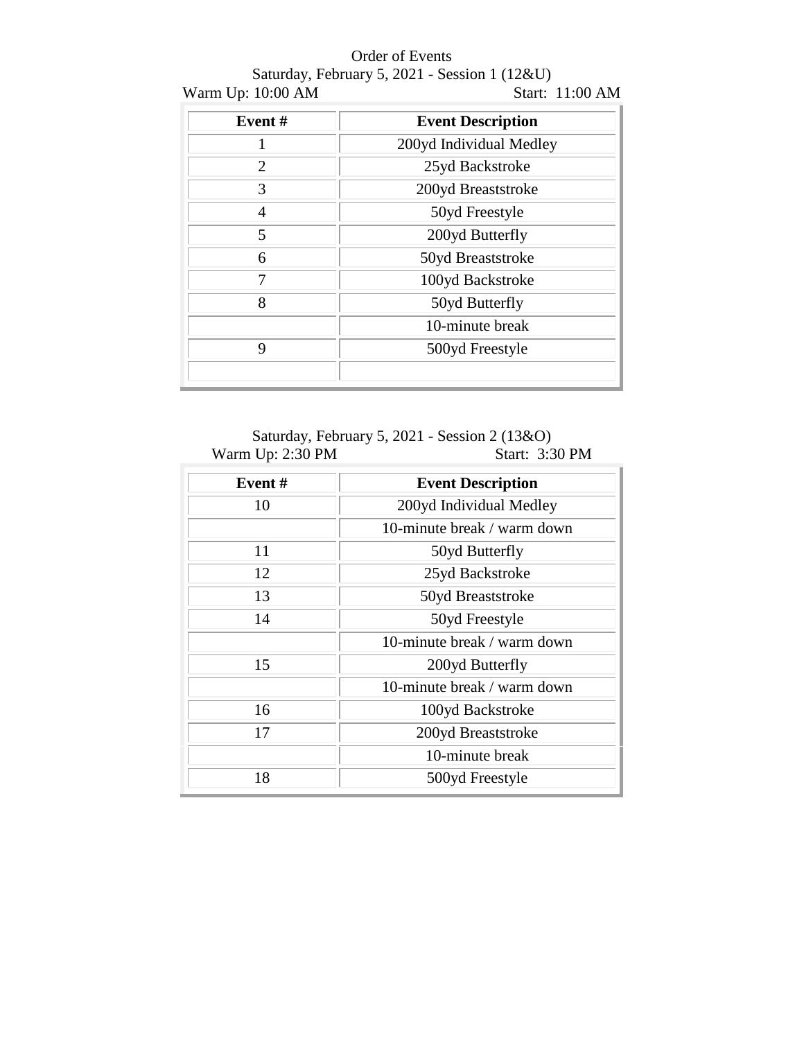Order of Events

Saturday, February 5, 2021 - Session 1 (12&U)

Warm Up: 10:00 AM Start: 11:00 AM

| Event # | Event Description |
|---|---|
| 1 | 200yd Individual Medley |
| 2 | 25yd Backstroke |
| 3 | 200yd Breaststroke |
| 4 | 50yd Freestyle |
| 5 | 200yd Butterfly |
| 6 | 50yd Breaststroke |
| 7 | 100yd Backstroke |
| 8 | 50yd Butterfly |
| | 10-minute break |
| 9 | 500yd Freestyle |
| | |

Saturday, February 5, 2021 - Session 2 (13&O)

Warm Up: 2:30 PM Start: 3:30 PM

| Event # | Event Description |
|---|---|
| 10 | 200yd Individual Medley |
| | 10-minute break / warm down |
| 11 | 50yd Butterfly |
| 12 | 25yd Backstroke |
| 13 | 50yd Breaststroke |
| 14 | 50yd Freestyle |
| | 10-minute break / warm down |
| 15 | 200yd Butterfly |
| | 10-minute break / warm down |
| 16 | 100yd Backstroke |
| 17 | 200yd Breaststroke |
| | 10-minute break |
| 18 | 500yd Freestyle |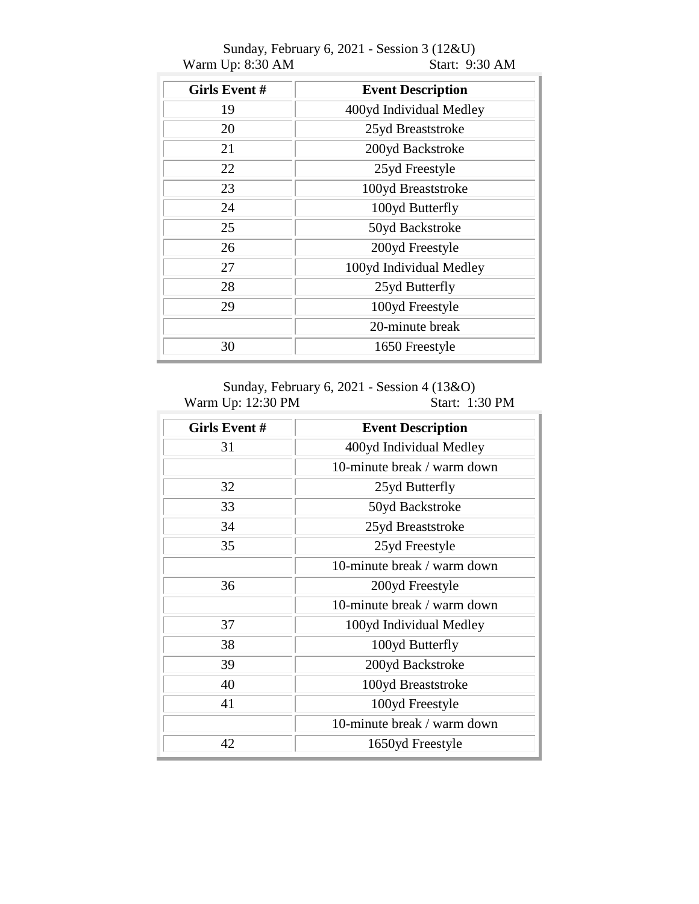Sunday, February 6, 2021 - Session 3 (12&U)

Warm Up: 8:30 AM Start: 9:30 AM

| Girls Event # | Event Description |
|---|---|
| 19 | 400yd Individual Medley |
| 20 | 25yd Breaststroke |
| 21 | 200yd Backstroke |
| 22 | 25yd Freestyle |
| 23 | 100yd Breaststroke |
| 24 | 100yd Butterfly |
| 25 | 50yd Backstroke |
| 26 | 200yd Freestyle |
| 27 | 100yd Individual Medley |
| 28 | 25yd Butterfly |
| 29 | 100yd Freestyle |
| | 20-minute break |
| 30 | 1650 Freestyle |

Sunday, February 6, 2021 - Session 4 (13&O)

Warm Up: 12:30 PM Start: 1:30 PM

| Girls Event # | Event Description |
|---|---|
| 31 | 400yd Individual Medley |
| | 10-minute break / warm down |
| 32 | 25yd Butterfly |
| 33 | 50yd Backstroke |
| 34 | 25yd Breaststroke |
| 35 | 25yd Freestyle |
| | 10-minute break / warm down |
| 36 | 200yd Freestyle |
| | 10-minute break / warm down |
| 37 | 100yd Individual Medley |
| 38 | 100yd Butterfly |
| 39 | 200yd Backstroke |
| 40 | 100yd Breaststroke |
| 41 | 100yd Freestyle |
| | 10-minute break / warm down |
| 42 | 1650yd Freestyle |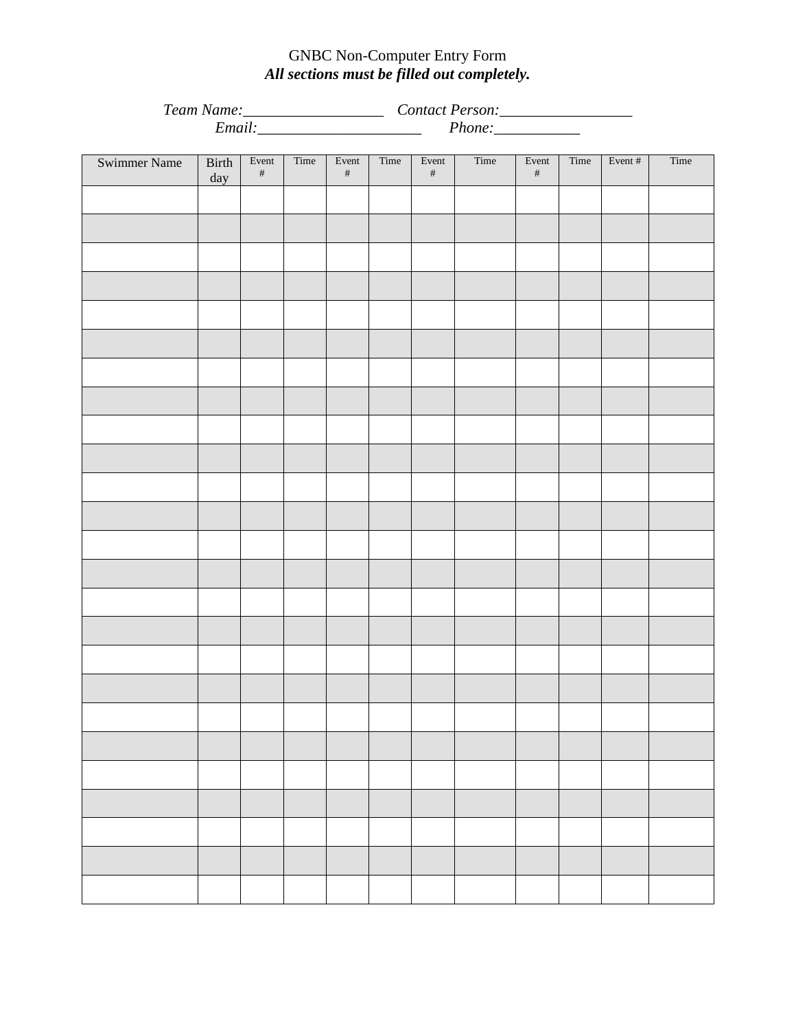GNBC Non-Computer Entry Form

***All sections must be filled out completely.***

*Team Name:*_________________ *Contact Person:*________________

*Email:*____________________ *Phone:*__________

| Swimmer Name | Birth day | Event # | Time | Event # | Time | Event # | Time | Event # | Time | Event # | Time |
|---|---|---|---|---|---|---|---|---|---|---|---|
| | | | | | | | | | | | |
| | | | | | | | | | | | |
| | | | | | | | | | | | |
| | | | | | | | | | | | |
| | | | | | | | | | | | |
| | | | | | | | | | | | |
| | | | | | | | | | | | |
| | | | | | | | | | | | |
| | | | | | | | | | | | |
| | | | | | | | | | | | |
| | | | | | | | | | | | |
| | | | | | | | | | | | |
| | | | | | | | | | | | |
| | | | | | | | | | | | |
| | | | | | | | | | | | |
| | | | | | | | | | | | |
| | | | | | | | | | | | |
| | | | | | | | | | | | |
| | | | | | | | | | | | |
| | | | | | | | | | | | |
| | | | | | | | | | | | |
| | | | | | | | | | | | |
| | | | | | | | | | | | |
| | | | | | | | | | | | |
| | | | | | | | | | | | |